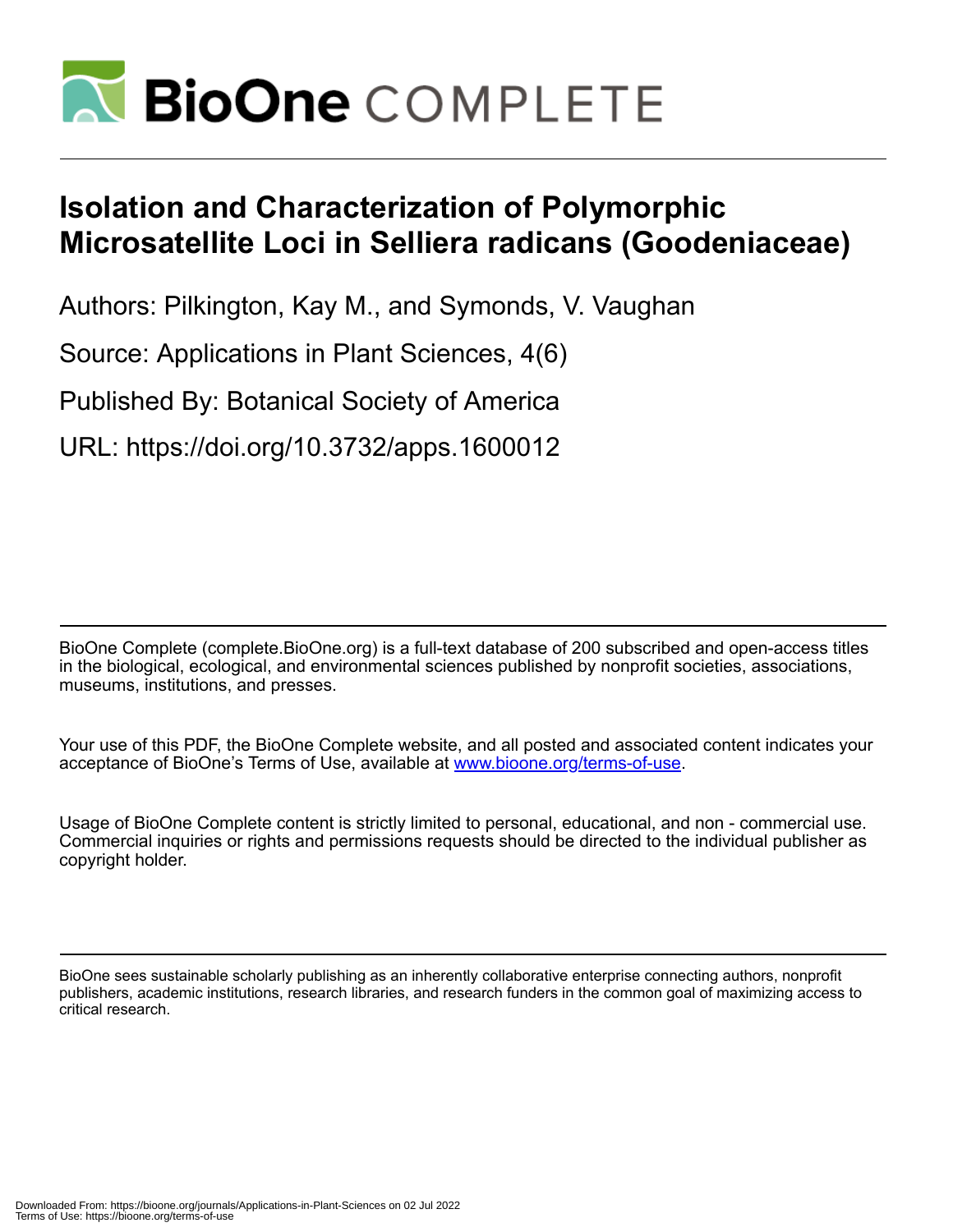# Isolation and Characterization of Polymorphic Microsatellite Loci in Selliera radicans (Goodeniaceae)

Authors: Pilkington, Kay M., and Symonds, V. Vaughan

Source: Applications in Plant Sciences, 4(6)

Published By: Botanical Society of America

URL: https://doi.org/10.3732/apps.1600012

BioOne Complete (complete.BioOne.org) is a full-text database of 200 subscribed and open-access titles in the biological, ecological, and environmental sciences published by nonprofit societies, associations, museums, institutions, and presses.

Your use of this PDF, the BioOne Complete website, and all posted and associated content indicates your acceptance of BioOne's Terms of Use, available at www.bioone.org/terms-of-use.

Usage of BioOne Complete content is strictly limited to personal, educational, and non - commercial use. Commercial inquiries or rights and permissions requests should be directed to the individual publisher as copyright holder.

BioOne sees sustainable scholarly publishing as an inherently collaborative enterprise connecting authors, nonprofit publishers, academic institutions, research libraries, and research funders in the common goal of maximizing access to critical research.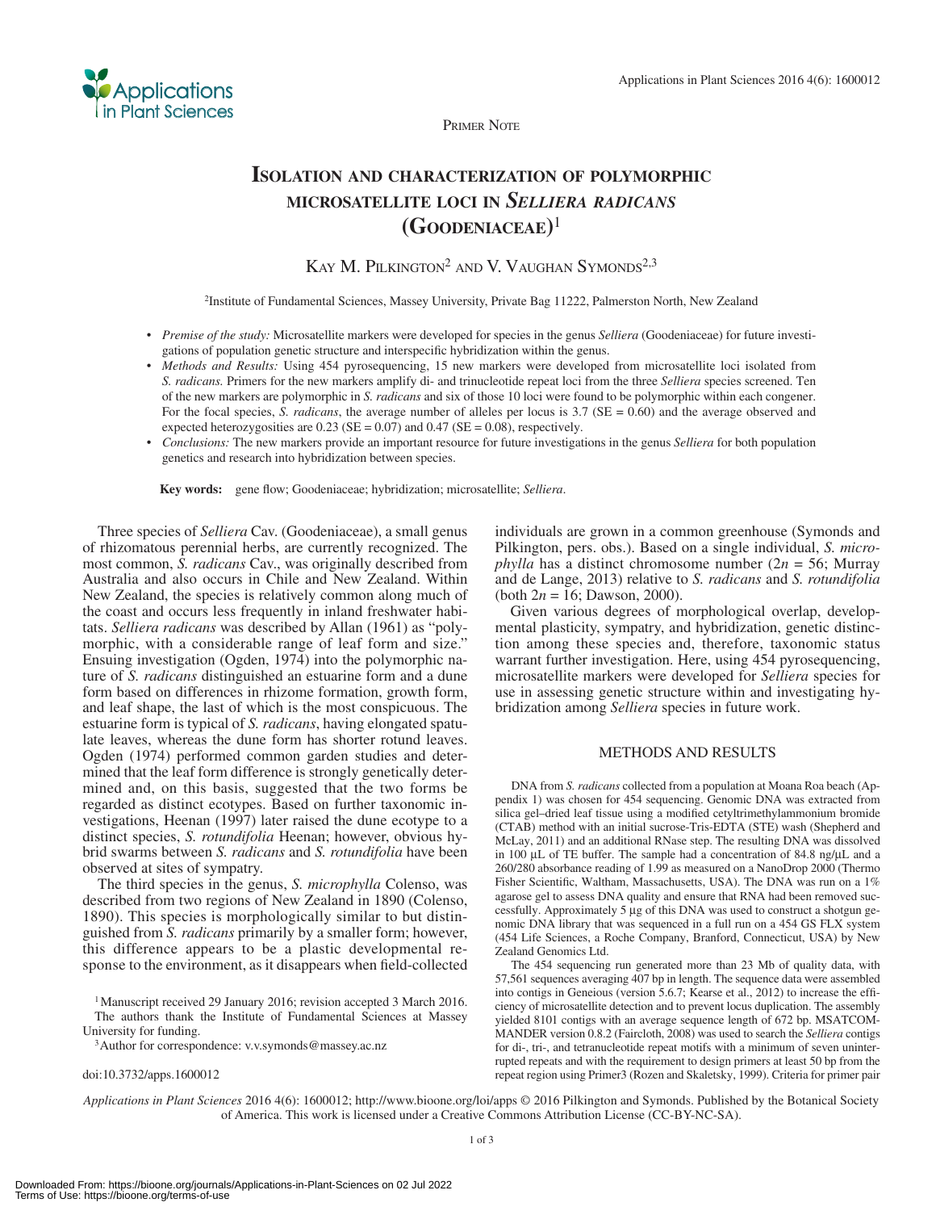Primer Note

# Isolation and characterization of polymorphic microsatellite loci in *Selliera radicans* (Goodeniaceae)[1]

Kay M. Pilkington[2] and V. Vaughan Symonds[2,3]

[2]Institute of Fundamental Sciences, Massey University, Private Bag 11222, Palmerston North, New Zealand

- *Premise of the study:* Microsatellite markers were developed for species in the genus *Selliera* (Goodeniaceae) for future investigations of population genetic structure and interspecific hybridization within the genus.
- *Methods and Results:* Using 454 pyrosequencing, 15 new markers were developed from microsatellite loci isolated from *S. radicans.* Primers for the new markers amplify di- and trinucleotide repeat loci from the three *Selliera* species screened. Ten of the new markers are polymorphic in *S. radicans* and six of those 10 loci were found to be polymorphic within each congener. For the focal species, *S. radicans*, the average number of alleles per locus is 3.7 (SE = 0.60) and the average observed and expected heterozygosities are 0.23 (SE = 0.07) and 0.47 (SE = 0.08), respectively.
- *Conclusions:* The new markers provide an important resource for future investigations in the genus *Selliera* for both population genetics and research into hybridization between species.

**Key words:** gene flow; Goodeniaceae; hybridization; microsatellite; *Selliera*.

Three species of *Selliera* Cav. (Goodeniaceae), a small genus of rhizomatous perennial herbs, are currently recognized. The most common, *S. radicans* Cav., was originally described from Australia and also occurs in Chile and New Zealand. Within New Zealand, the species is relatively common along much of the coast and occurs less frequently in inland freshwater habitats. *Selliera radicans* was described by Allan (1961) as "polymorphic, with a considerable range of leaf form and size." Ensuing investigation (Ogden, 1974) into the polymorphic nature of *S. radicans* distinguished an estuarine form and a dune form based on differences in rhizome formation, growth form, and leaf shape, the last of which is the most conspicuous. The estuarine form is typical of *S. radicans*, having elongated spatulate leaves, whereas the dune form has shorter rotund leaves. Ogden (1974) performed common garden studies and determined that the leaf form difference is strongly genetically determined and, on this basis, suggested that the two forms be regarded as distinct ecotypes. Based on further taxonomic investigations, Heenan (1997) later raised the dune ecotype to a distinct species, *S. rotundifolia* Heenan; however, obvious hybrid swarms between *S. radicans* and *S. rotundifolia* have been observed at sites of sympatry.

The third species in the genus, *S. microphylla* Colenso, was described from two regions of New Zealand in 1890 (Colenso, 1890). This species is morphologically similar to but distinguished from *S. radicans* primarily by a smaller form; however, this difference appears to be a plastic developmental response to the environment, as it disappears when field-collected individuals are grown in a common greenhouse (Symonds and Pilkington, pers. obs.). Based on a single individual, *S. microphylla* has a distinct chromosome number ($2n = 56$; Murray and de Lange, 2013) relative to *S. radicans* and *S. rotundifolia* (both $2n = 16$; Dawson, 2000).

Given various degrees of morphological overlap, developmental plasticity, sympatry, and hybridization, genetic distinction among these species and, therefore, taxonomic status warrant further investigation. Here, using 454 pyrosequencing, microsatellite markers were developed for *Selliera* species for use in assessing genetic structure within and investigating hybridization among *Selliera* species in future work.

## METHODS AND RESULTS

DNA from *S. radicans* collected from a population at Moana Roa beach (Appendix 1) was chosen for 454 sequencing. Genomic DNA was extracted from silica gel–dried leaf tissue using a modified cetyltrimethylammonium bromide (CTAB) method with an initial sucrose-Tris-EDTA (STE) wash (Shepherd and McLay, 2011) and an additional RNase step. The resulting DNA was dissolved in 100 µL of TE buffer. The sample had a concentration of 84.8 ng/µL and a 260/280 absorbance reading of 1.99 as measured on a NanoDrop 2000 (Thermo Fisher Scientific, Waltham, Massachusetts, USA). The DNA was run on a 1% agarose gel to assess DNA quality and ensure that RNA had been removed successfully. Approximately 5 µg of this DNA was used to construct a shotgun genomic DNA library that was sequenced in a full run on a 454 GS FLX system (454 Life Sciences, a Roche Company, Branford, Connecticut, USA) by New Zealand Genomics Ltd.

The 454 sequencing run generated more than 23 Mb of quality data, with 57,561 sequences averaging 407 bp in length. The sequence data were assembled into contigs in Geneious (version 5.6.7; Kearse et al., 2012) to increase the efficiency of microsatellite detection and to prevent locus duplication. The assembly yielded 8101 contigs with an average sequence length of 672 bp. MSATCOMMANDER version 0.8.2 (Faircloth, 2008) was used to search the *Selliera* contigs for di-, tri-, and tetranucleotide repeat motifs with a minimum of seven uninterrupted repeats and with the requirement to design primers at least 50 bp from the repeat region using Primer3 (Rozen and Skaletsky, 1999). Criteria for primer pair

[1]Manuscript received 29 January 2016; revision accepted 3 March 2016.
The authors thank the Institute of Fundamental Sciences at Massey University for funding.
[3]Author for correspondence: v.v.symonds@massey.ac.nz

doi:10.3732/apps.1600012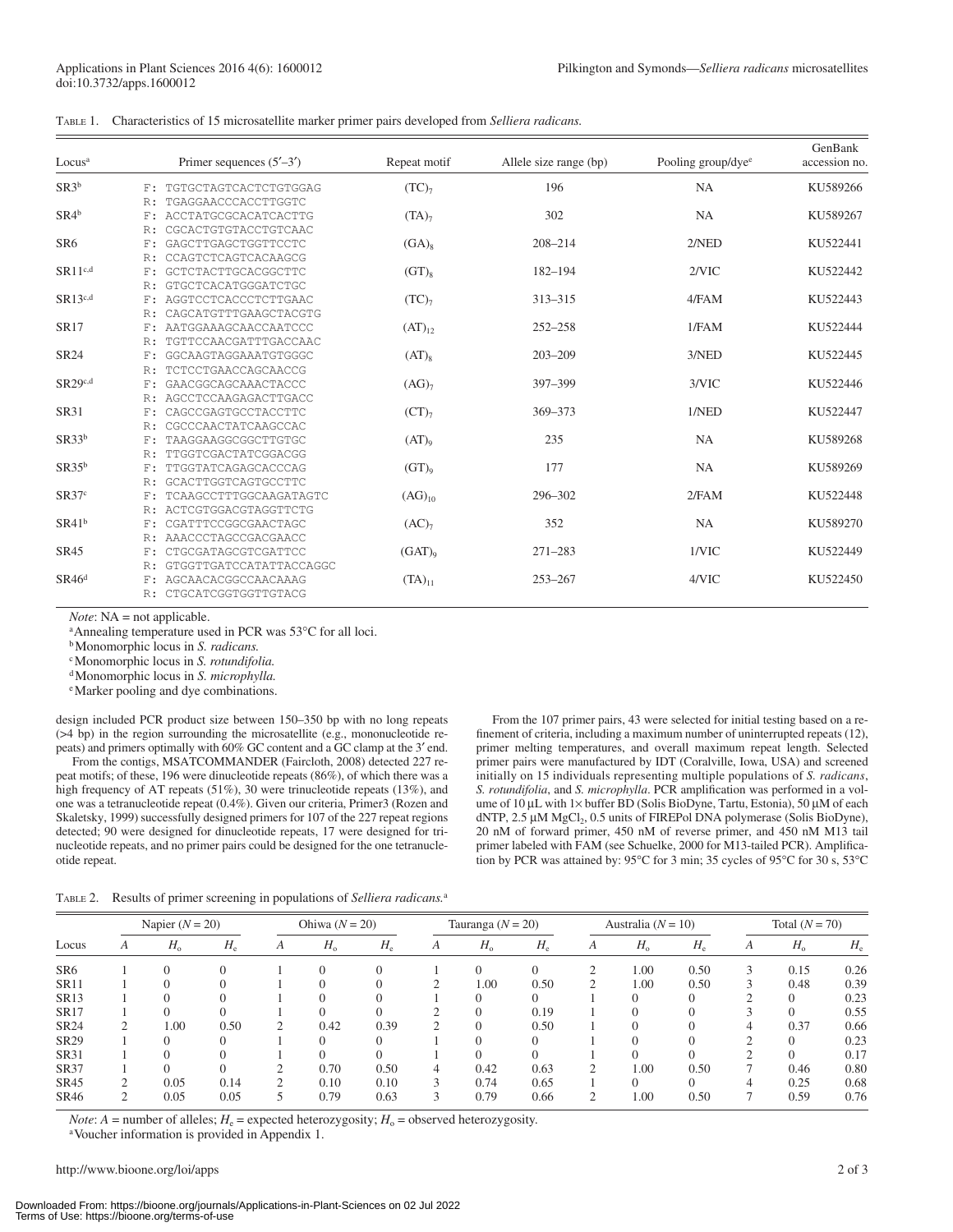Table 1. Characteristics of 15 microsatellite marker primer pairs developed from *Selliera radicans.*

| Locus[a] | Primer sequences (5′–3′) | Repeat motif | Allele size range (bp) | Pooling group/dye[e] | GenBank accession no. |
|---|---|---|---|---|---|
| SR3[b] | F: TGTGCTAGTCACTCTGTGGAG<br>R: TGAGGAACCCACCTTGGTC | $(TC)_7$ | 196 | NA | KU589266 |
| SR4[b] | F: ACCTATGCGCACATCACTTG<br>R: CGCACTGTGTACCTGTCAAC | $(TA)_7$ | 302 | NA | KU589267 |
| SR6 | F: GAGCTTGAGCTGGTTCCTC<br>R: CCAGTCTCAGTCACAAGCG | $(GA)_8$ | 208–214 | 2/NED | KU522441 |
| SR11[c,d] | F: GCTCTACTTGCACGGCTTC<br>R: GTGCTCACATGGGATCTGC | $(GT)_8$ | 182–194 | 2/VIC | KU522442 |
| SR13[c,d] | F: AGGTCCTCACCCTCTTGAAC<br>R: CAGCATGTTTGAAGCTACGTG | $(TC)_7$ | 313–315 | 4/FAM | KU522443 |
| SR17 | F: AATGGAAAGCAACCAATCCC<br>R: TGTTCCAACGATTTGACCAAC | $(AT)_{12}$ | 252–258 | 1/FAM | KU522444 |
| SR24 | F: GGCAAGTAGGAAATGTGGGC<br>R: TCTCCTGAACCAGCAACCG | $(AT)_8$ | 203–209 | 3/NED | KU522445 |
| SR29[c,d] | F: GAACGGCAGCAAACTACCC<br>R: AGCCTCCAAGAGACTTGACC | $(AG)_7$ | 397–399 | 3/VIC | KU522446 |
| SR31 | F: CAGCCGAGTGCCTACCTTC<br>R: CGCCCAACTATCAAGCCAC | $(CT)_7$ | 369–373 | 1/NED | KU522447 |
| SR33[b] | F: TAAGGAAGGCGGCTTGTGC<br>R: TTGGTCGACTATCGGACGG | $(AT)_9$ | 235 | NA | KU589268 |
| SR35[b] | F: TTGGTATCAGAGCACCCAG<br>R: GCACTTGGTCAGTGCCTTC | $(GT)_9$ | 177 | NA | KU589269 |
| SR37[c] | F: TCAAGCCTTTGGCAAGATAGTC<br>R: ACTCGTGGACGTAGGTTCTG | $(AG)_{10}$ | 296–302 | 2/FAM | KU522448 |
| SR41[b] | F: CGATTTCCGGCGAACTAGC<br>R: AAACCCTAGCCGACGAACC | $(AC)_7$ | 352 | NA | KU589270 |
| SR45 | F: CTGCGATAGCGTCGATTCC<br>R: GTGGTTGATCCATATTACCAGGC | $(GAT)_9$ | 271–283 | 1/VIC | KU522449 |
| SR46[d] | F: AGCAACACGGCCAACAAAG<br>R: CTGCATCGGTGGTTGTACG | $(TA)_{11}$ | 253–267 | 4/VIC | KU522450 |

*Note*: NA = not applicable.
[a]Annealing temperature used in PCR was 53°C for all loci.
[b]Monomorphic locus in *S. radicans.*
[c]Monomorphic locus in *S. rotundifolia.*
[d]Monomorphic locus in *S. microphylla.*
[e]Marker pooling and dye combinations.

design included PCR product size between 150–350 bp with no long repeats (>4 bp) in the region surrounding the microsatellite (e.g., mononucleotide repeats) and primers optimally with 60% GC content and a GC clamp at the 3′ end.

From the contigs, MSATCOMMANDER (Faircloth, 2008) detected 227 repeat motifs; of these, 196 were dinucleotide repeats (86%), of which there was a high frequency of AT repeats (51%), 30 were trinucleotide repeats (13%), and one was a tetranucleotide repeat (0.4%). Given our criteria, Primer3 (Rozen and Skaletsky, 1999) successfully designed primers for 107 of the 227 repeat regions detected; 90 were designed for dinucleotide repeats, 17 were designed for trinucleotide repeats, and no primer pairs could be designed for the one tetranucleotide repeat.

From the 107 primer pairs, 43 were selected for initial testing based on a refinement of criteria, including a maximum number of uninterrupted repeats (12), primer melting temperatures, and overall maximum repeat length. Selected primer pairs were manufactured by IDT (Coralville, Iowa, USA) and screened initially on 15 individuals representing multiple populations of *S. radicans*, *S. rotundifolia*, and *S. microphylla*. PCR amplification was performed in a volume of 10 μL with 1× buffer BD (Solis BioDyne, Tartu, Estonia), 50 μM of each dNTP, 2.5 μM $MgCl_2$, 0.5 units of FIREPol DNA polymerase (Solis BioDyne), 20 nM of forward primer, 450 nM of reverse primer, and 450 nM M13 tail primer labeled with FAM (see Schuelke, 2000 for M13-tailed PCR). Amplification by PCR was attained by: 95°C for 3 min; 35 cycles of 95°C for 30 s, 53°C

Table 2. Results of primer screening in populations of *Selliera radicans.*[a]

| Locus | Napier ($N$ = 20) | | | Ohiwa ($N$ = 20) | | | Tauranga ($N$ = 20) | | | Australia ($N$ = 10) | | | Total ($N$ = 70) | | |
|---|---|---|---|---|---|---|---|---|---|---|---|---|---|---|---|
| | $A$ | $H_o$ | $H_e$ | $A$ | $H_o$ | $H_e$ | $A$ | $H_o$ | $H_e$ | $A$ | $H_o$ | $H_e$ | $A$ | $H_o$ | $H_e$ |
| SR6 | 1 | 0 | 0 | 1 | 0 | 0 | 1 | 0 | 0 | 2 | 1.00 | 0.50 | 3 | 0.15 | 0.26 |
| SR11 | 1 | 0 | 0 | 1 | 0 | 0 | 2 | 1.00 | 0.50 | 2 | 1.00 | 0.50 | 3 | 0.48 | 0.39 |
| SR13 | 1 | 0 | 0 | 1 | 0 | 0 | 1 | 0 | 0 | 1 | 0 | 0 | 2 | 0 | 0.23 |
| SR17 | 1 | 0 | 0 | 1 | 0 | 0 | 2 | 0 | 0.19 | 1 | 0 | 0 | 3 | 0 | 0.55 |
| SR24 | 2 | 1.00 | 0.50 | 2 | 0.42 | 0.39 | 2 | 0 | 0.50 | 1 | 0 | 0 | 4 | 0.37 | 0.66 |
| SR29 | 1 | 0 | 0 | 1 | 0 | 0 | 1 | 0 | 0 | 1 | 0 | 0 | 2 | 0 | 0.23 |
| SR31 | 1 | 0 | 0 | 1 | 0 | 0 | 1 | 0 | 0 | 1 | 0 | 0 | 2 | 0 | 0.17 |
| SR37 | 1 | 0 | 0 | 2 | 0.70 | 0.50 | 4 | 0.42 | 0.63 | 2 | 1.00 | 0.50 | 7 | 0.46 | 0.80 |
| SR45 | 2 | 0.05 | 0.14 | 2 | 0.10 | 0.10 | 3 | 0.74 | 0.65 | 1 | 0 | 0 | 4 | 0.25 | 0.68 |
| SR46 | 2 | 0.05 | 0.05 | 5 | 0.79 | 0.63 | 3 | 0.79 | 0.66 | 2 | 1.00 | 0.50 | 7 | 0.59 | 0.76 |

*Note*: $A$ = number of alleles; $H_e$ = expected heterozygosity; $H_o$ = observed heterozygosity.
[a]Voucher information is provided in Appendix 1.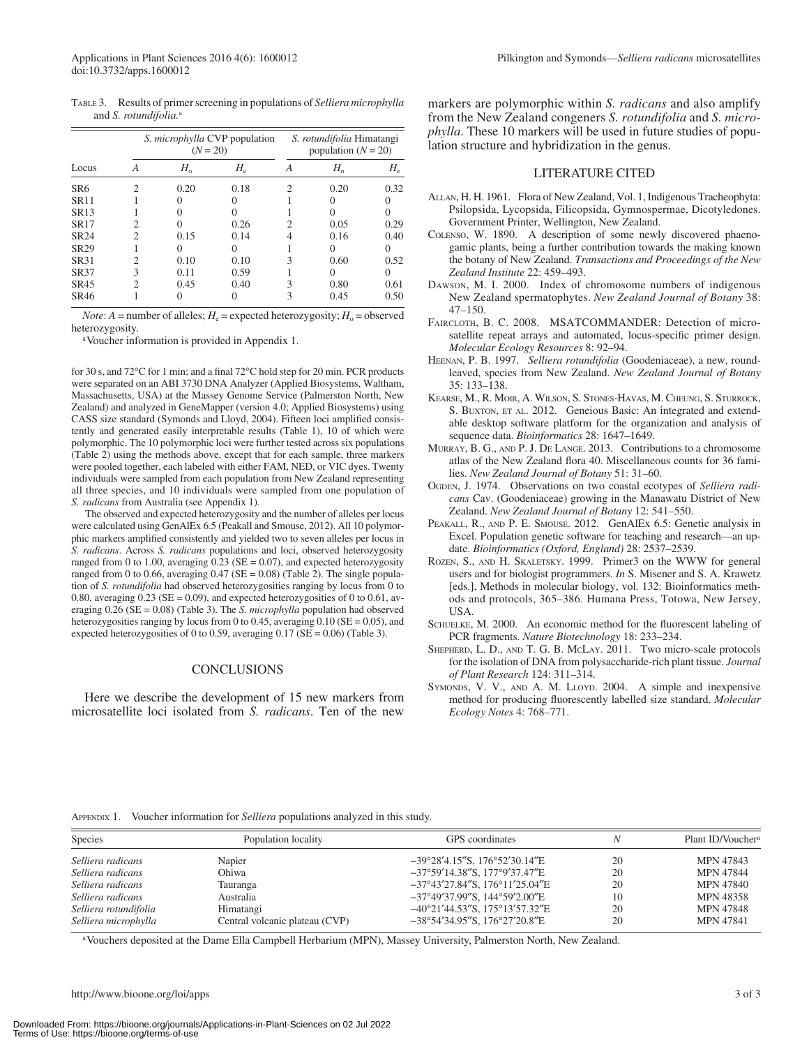Table 3. Results of primer screening in populations of *Selliera microphylla* and *S. rotundifolia*.[a]

| | *S. microphylla* CVP population ($N$ = 20) | | | *S. rotundifolia* Himatangi population ($N$ = 20) | | |
|---|---|---|---|---|---|---|
| Locus | $A$ | $H_o$ | $H_e$ | $A$ | $H_o$ | $H_e$ |
| SR6 | 2 | 0.20 | 0.18 | 2 | 0.20 | 0.32 |
| SR11 | 1 | 0 | 0 | 1 | 0 | 0 |
| SR13 | 1 | 0 | 0 | 1 | 0 | 0 |
| SR17 | 2 | 0 | 0.26 | 2 | 0.05 | 0.29 |
| SR24 | 2 | 0.15 | 0.14 | 4 | 0.16 | 0.40 |
| SR29 | 1 | 0 | 0 | 1 | 0 | 0 |
| SR31 | 2 | 0.10 | 0.10 | 3 | 0.60 | 0.52 |
| SR37 | 3 | 0.11 | 0.59 | 1 | 0 | 0 |
| SR45 | 2 | 0.45 | 0.40 | 3 | 0.80 | 0.61 |
| SR46 | 1 | 0 | 0 | 3 | 0.45 | 0.50 |

*Note*: $A$ = number of alleles; $H_e$ = expected heterozygosity; $H_o$ = observed heterozygosity.

[a]Voucher information is provided in Appendix 1.

for 30 s, and 72°C for 1 min; and a final 72°C hold step for 20 min. PCR products were separated on an ABI 3730 DNA Analyzer (Applied Biosystems, Waltham, Massachusetts, USA) at the Massey Genome Service (Palmerston North, New Zealand) and analyzed in GeneMapper (version 4.0; Applied Biosystems) using CASS size standard (Symonds and Lloyd, 2004). Fifteen loci amplified consistently and generated easily interpretable results (Table 1), 10 of which were polymorphic. The 10 polymorphic loci were further tested across six populations (Table 2) using the methods above, except that for each sample, three markers were pooled together, each labeled with either FAM, NED, or VIC dyes. Twenty individuals were sampled from each population from New Zealand representing all three species, and 10 individuals were sampled from one population of *S. radicans* from Australia (see Appendix 1).

The observed and expected heterozygosity and the number of alleles per locus were calculated using GenAlEx 6.5 (Peakall and Smouse, 2012). All 10 polymorphic markers amplified consistently and yielded two to seven alleles per locus in *S. radicans*. Across *S. radicans* populations and loci, observed heterozygosity ranged from 0 to 1.00, averaging 0.23 (SE = 0.07), and expected heterozygosity ranged from 0 to 0.66, averaging 0.47 (SE = 0.08) (Table 2). The single population of *S. rotundifolia* had observed heterozygosities ranging by locus from 0 to 0.80, averaging 0.23 (SE = 0.09), and expected heterozygosities of 0 to 0.61, averaging 0.26 (SE = 0.08) (Table 3). The *S. microphylla* population had observed heterozygosities ranging by locus from 0 to 0.45, averaging 0.10 (SE = 0.05), and expected heterozygosities of 0 to 0.59, averaging 0.17 (SE = 0.06) (Table 3).

## CONCLUSIONS

Here we describe the development of 15 new markers from microsatellite loci isolated from *S. radicans*. Ten of the new markers are polymorphic within *S. radicans* and also amplify from the New Zealand congeners *S. rotundifolia* and *S. microphylla*. These 10 markers will be used in future studies of population structure and hybridization in the genus.

## LITERATURE CITED

Allan, H. H. 1961. Flora of New Zealand, Vol. 1, Indigenous Tracheophyta: Psilopsida, Lycopsida, Filicopsida, Gymnospermae, Dicotyledones. Government Printer, Wellington, New Zealand.

Colenso, W. 1890. A description of some newly discovered phaenogamic plants, being a further contribution towards the making known the botany of New Zealand. *Transactions and Proceedings of the New Zealand Institute* 22: 459–493.

Dawson, M. I. 2000. Index of chromosome numbers of indigenous New Zealand spermatophytes. *New Zealand Journal of Botany* 38: 47–150.

Faircloth, B. C. 2008. MSATCOMMANDER: Detection of microsatellite repeat arrays and automated, locus-specific primer design. *Molecular Ecology Resources* 8: 92–94.

Heenan, P. B. 1997. *Selliera rotundifolia* (Goodeniaceae), a new, round-leaved, species from New Zealand. *New Zealand Journal of Botany* 35: 133–138.

Kearse, M., R. Moir, A. Wilson, S. Stones-Havas, M. Cheung, S. Sturrock, S. Buxton, et al. 2012. Geneious Basic: An integrated and extendable desktop software platform for the organization and analysis of sequence data. *Bioinformatics* 28: 1647–1649.

Murray, B. G., and P. J. De Lange. 2013. Contributions to a chromosome atlas of the New Zealand flora 40. Miscellaneous counts for 36 families. *New Zealand Journal of Botany* 51: 31–60.

Ogden, J. 1974. Observations on two coastal ecotypes of *Selliera radicans* Cav. (Goodeniaceae) growing in the Manawatu District of New Zealand. *New Zealand Journal of Botany* 12: 541–550.

Peakall, R., and P. E. Smouse. 2012. GenAlEx 6.5: Genetic analysis in Excel. Population genetic software for teaching and research—an update. *Bioinformatics (Oxford, England)* 28: 2537–2539.

Rozen, S., and H. Skaletsky. 1999. Primer3 on the WWW for general users and for biologist programmers. *In* S. Misener and S. A. Krawetz [eds.], Methods in molecular biology, vol. 132: Bioinformatics methods and protocols, 365–386. Humana Press, Totowa, New Jersey, USA.

Schuelke, M. 2000. An economic method for the fluorescent labeling of PCR fragments. *Nature Biotechnology* 18: 233–234.

Shepherd, L. D., and T. G. B. McLay. 2011. Two micro-scale protocols for the isolation of DNA from polysaccharide-rich plant tissue. *Journal of Plant Research* 124: 311–314.

Symonds, V. V., and A. M. Lloyd. 2004. A simple and inexpensive method for producing fluorescently labelled size standard. *Molecular Ecology Notes* 4: 768–771.

Appendix 1. Voucher information for *Selliera* populations analyzed in this study.

| Species | Population locality | GPS coordinates | $N$ | Plant ID/Voucher[a] |
|---|---|---|---|---|
| *Selliera radicans* | Napier | −39°28′4.15″S, 176°52′30.14″E | 20 | MPN 47843 |
| *Selliera radicans* | Ohiwa | −37°59′14.38″S, 177°9′37.47″E | 20 | MPN 47844 |
| *Selliera radicans* | Tauranga | −37°43′27.84″S, 176°11′25.04″E | 20 | MPN 47840 |
| *Selliera radicans* | Australia | −37°49′37.99″S, 144°59′2.00″E | 10 | MPN 48358 |
| *Selliera rotundifolia* | Himatangi | −40°21′44.53″S, 175°13′57.32″E | 20 | MPN 47848 |
| *Selliera microphylla* | Central volcanic plateau (CVP) | −38°54′34.95″S, 176°27′20.8″E | 20 | MPN 47841 |

[a]Vouchers deposited at the Dame Ella Campbell Herbarium (MPN), Massey University, Palmerston North, New Zealand.